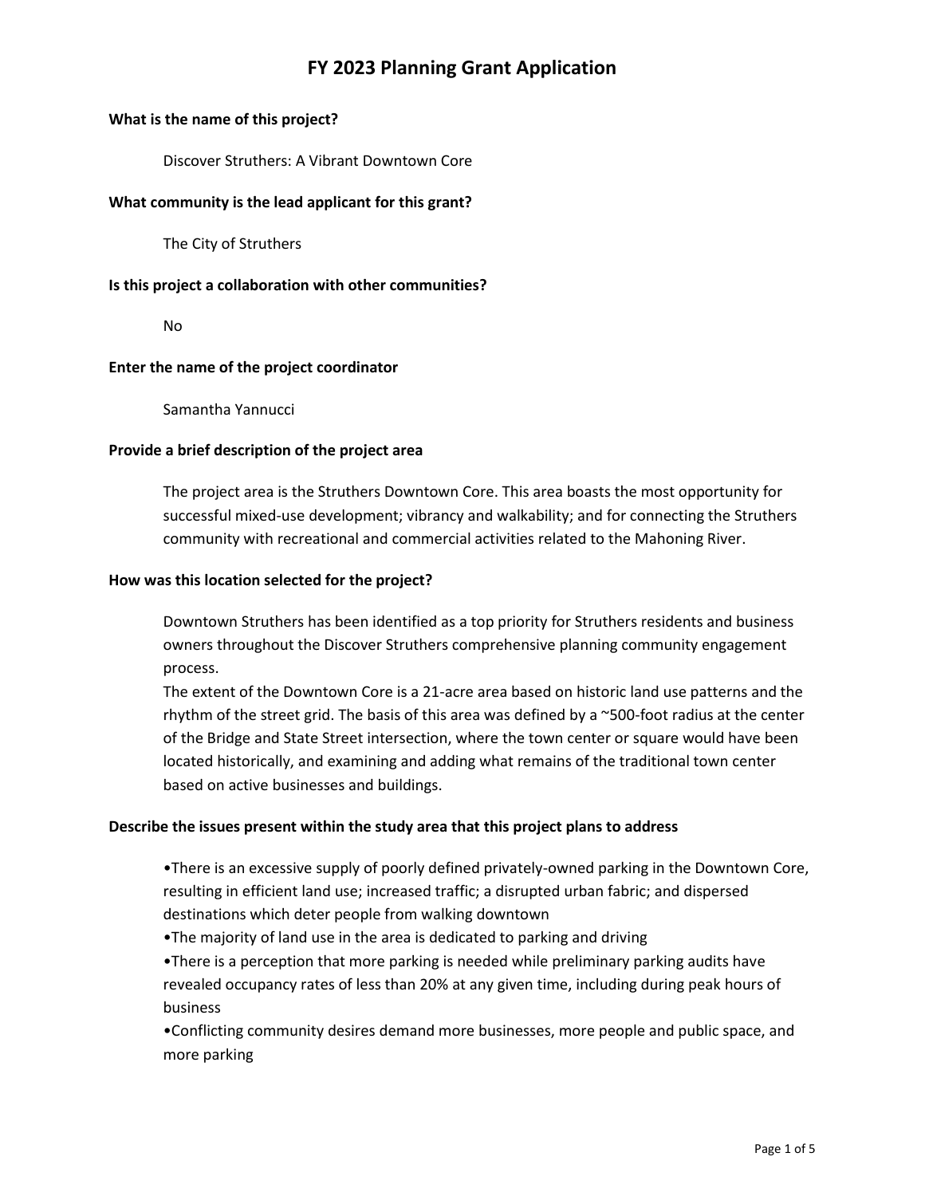# FY 2023 Planning Grant Application

**What is the name of this project?**

Discover Struthers: A Vibrant Downtown Core

**What community is the lead applicant for this grant?**

The City of Struthers

**Is this project a collaboration with other communities?**

No

**Enter the name of the project coordinator**

Samantha Yannucci

**Provide a brief description of the project area**

The project area is the Struthers Downtown Core. This area boasts the most opportunity for successful mixed-use development; vibrancy and walkability; and for connecting the Struthers community with recreational and commercial activities related to the Mahoning River.

**How was this location selected for the project?**

Downtown Struthers has been identified as a top priority for Struthers residents and business owners throughout the Discover Struthers comprehensive planning community engagement process.
The extent of the Downtown Core is a 21-acre area based on historic land use patterns and the rhythm of the street grid. The basis of this area was defined by a ~500-foot radius at the center of the Bridge and State Street intersection, where the town center or square would have been located historically, and examining and adding what remains of the traditional town center based on active businesses and buildings.

**Describe the issues present within the study area that this project plans to address**

•There is an excessive supply of poorly defined privately-owned parking in the Downtown Core, resulting in efficient land use; increased traffic; a disrupted urban fabric; and dispersed destinations which deter people from walking downtown
•The majority of land use in the area is dedicated to parking and driving
•There is a perception that more parking is needed while preliminary parking audits have revealed occupancy rates of less than 20% at any given time, including during peak hours of business
•Conflicting community desires demand more businesses, more people and public space, and more parking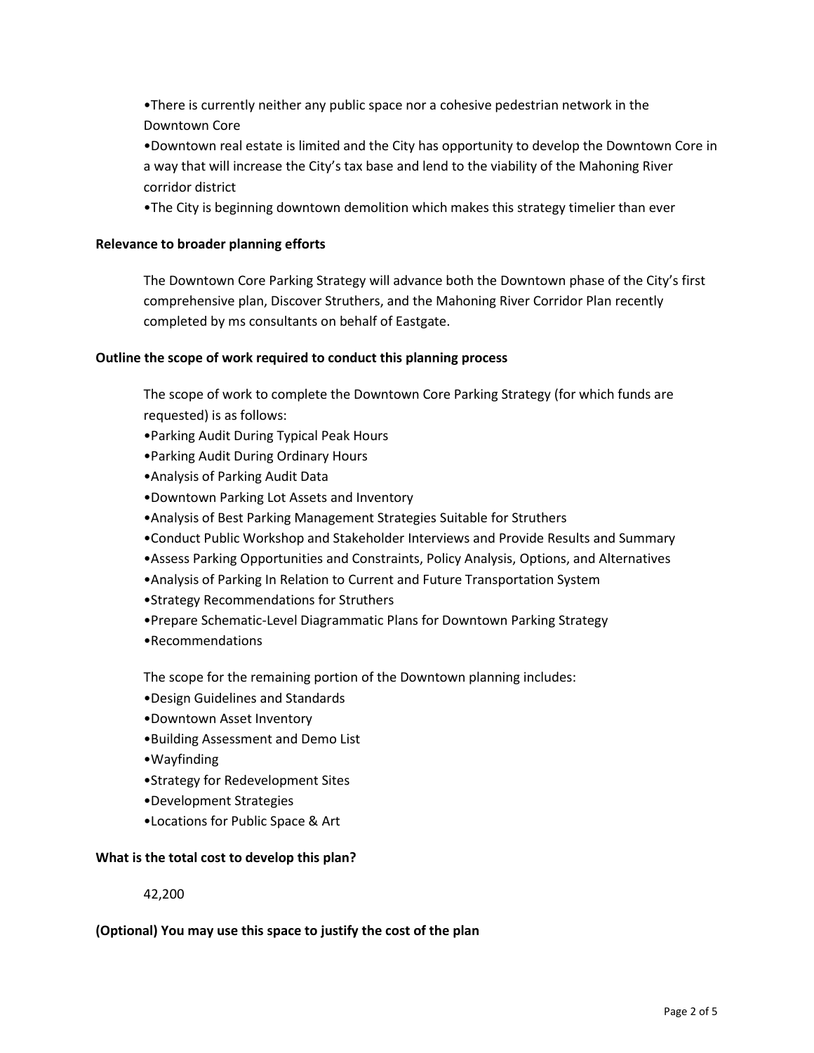- There is currently neither any public space nor a cohesive pedestrian network in the Downtown Core
- Downtown real estate is limited and the City has opportunity to develop the Downtown Core in a way that will increase the City's tax base and lend to the viability of the Mahoning River corridor district
- The City is beginning downtown demolition which makes this strategy timelier than ever

**Relevance to broader planning efforts**

The Downtown Core Parking Strategy will advance both the Downtown phase of the City's first comprehensive plan, Discover Struthers, and the Mahoning River Corridor Plan recently completed by ms consultants on behalf of Eastgate.

**Outline the scope of work required to conduct this planning process**

The scope of work to complete the Downtown Core Parking Strategy (for which funds are requested) is as follows:

- Parking Audit During Typical Peak Hours
- Parking Audit During Ordinary Hours
- Analysis of Parking Audit Data
- Downtown Parking Lot Assets and Inventory
- Analysis of Best Parking Management Strategies Suitable for Struthers
- Conduct Public Workshop and Stakeholder Interviews and Provide Results and Summary
- Assess Parking Opportunities and Constraints, Policy Analysis, Options, and Alternatives
- Analysis of Parking In Relation to Current and Future Transportation System
- Strategy Recommendations for Struthers
- Prepare Schematic-Level Diagrammatic Plans for Downtown Parking Strategy
- Recommendations

The scope for the remaining portion of the Downtown planning includes:

- Design Guidelines and Standards
- Downtown Asset Inventory
- Building Assessment and Demo List
- Wayfinding
- Strategy for Redevelopment Sites
- Development Strategies
- Locations for Public Space & Art

**What is the total cost to develop this plan?**

42,200

**(Optional) You may use this space to justify the cost of the plan**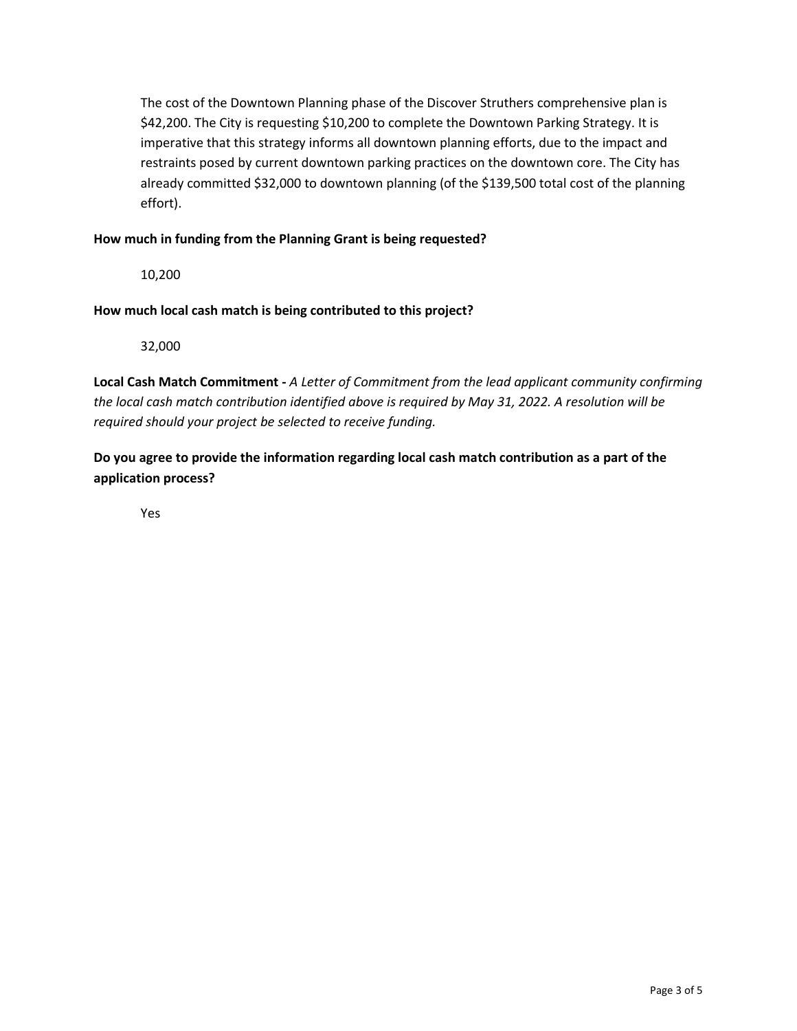The cost of the Downtown Planning phase of the Discover Struthers comprehensive plan is $42,200. The City is requesting $10,200 to complete the Downtown Parking Strategy. It is imperative that this strategy informs all downtown planning efforts, due to the impact and restraints posed by current downtown parking practices on the downtown core. The City has already committed $32,000 to downtown planning (of the $139,500 total cost of the planning effort).

**How much in funding from the Planning Grant is being requested?**

10,200

**How much local cash match is being contributed to this project?**

32,000

**Local Cash Match Commitment -** *A Letter of Commitment from the lead applicant community confirming the local cash match contribution identified above is required by May 31, 2022. A resolution will be required should your project be selected to receive funding.*

**Do you agree to provide the information regarding local cash match contribution as a part of the application process?**

Yes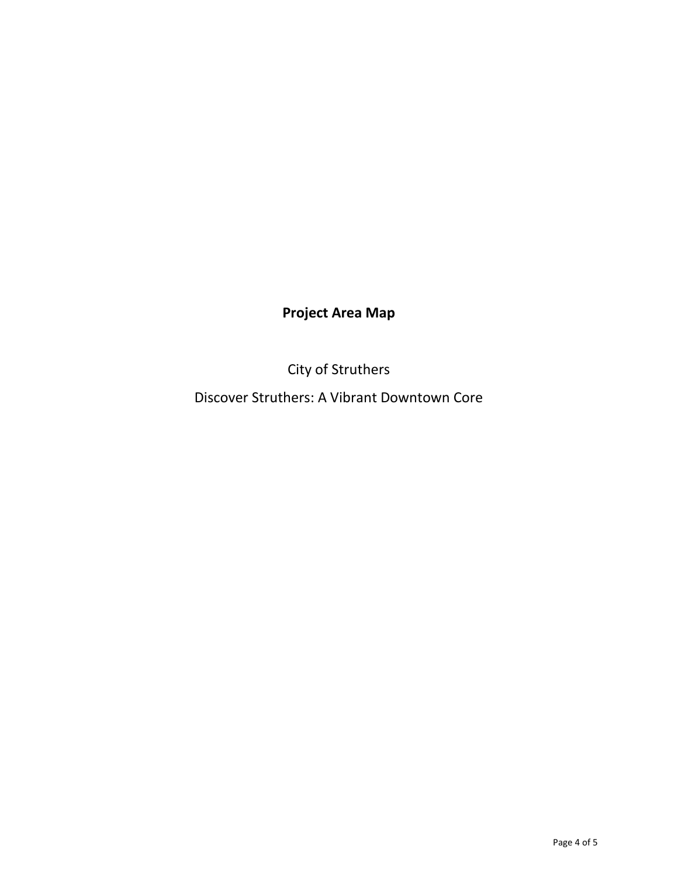**Project Area Map**

City of Struthers

Discover Struthers: A Vibrant Downtown Core